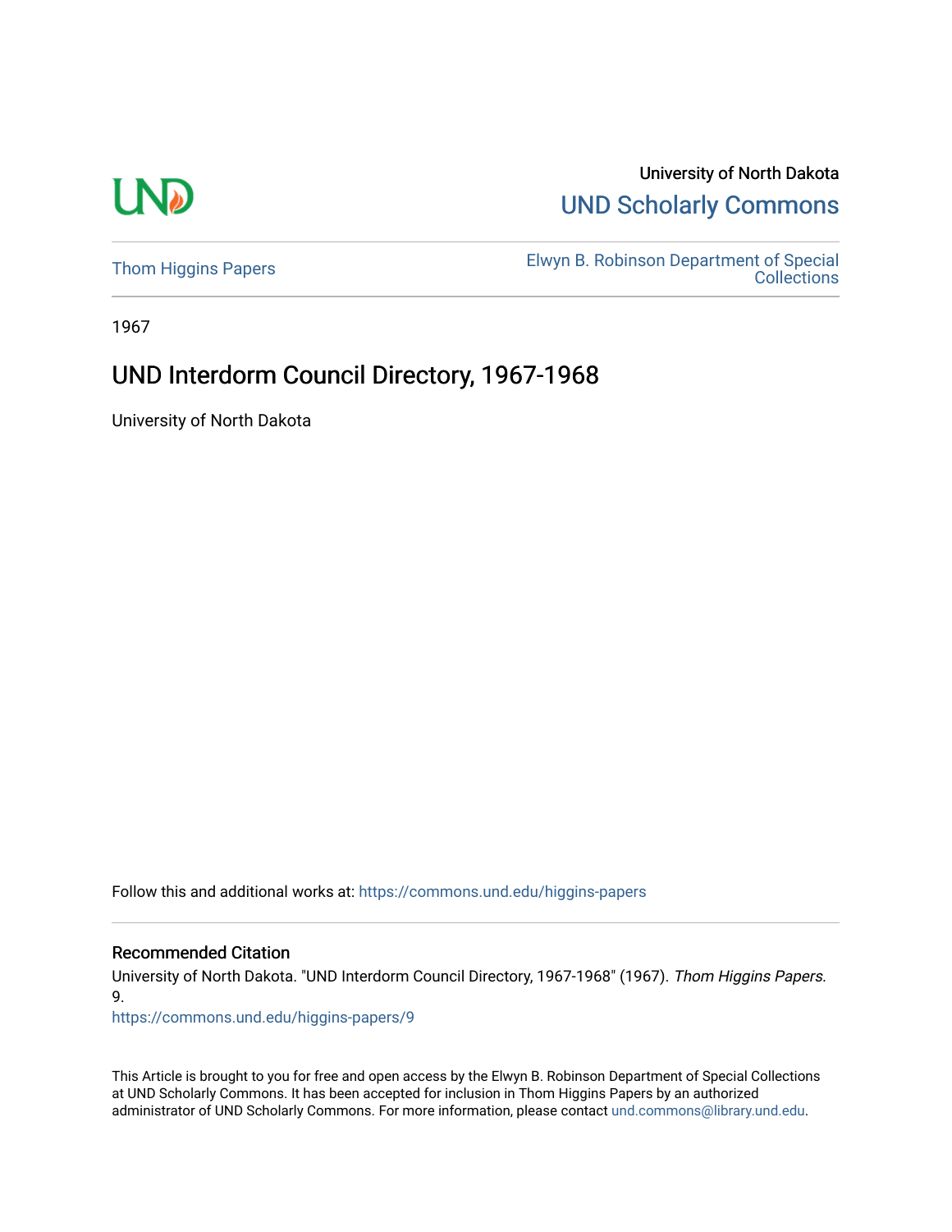University of North Dakota

UND Scholarly Commons

Thom Higgins Papers

Elwyn B. Robinson Department of Special Collections

1967

# UND Interdorm Council Directory, 1967-1968

University of North Dakota

Follow this and additional works at: https://commons.und.edu/higgins-papers

## Recommended Citation

University of North Dakota. "UND Interdorm Council Directory, 1967-1968" (1967). *Thom Higgins Papers*. 9.
https://commons.und.edu/higgins-papers/9

This Article is brought to you for free and open access by the Elwyn B. Robinson Department of Special Collections at UND Scholarly Commons. It has been accepted for inclusion in Thom Higgins Papers by an authorized administrator of UND Scholarly Commons. For more information, please contact und.commons@library.und.edu.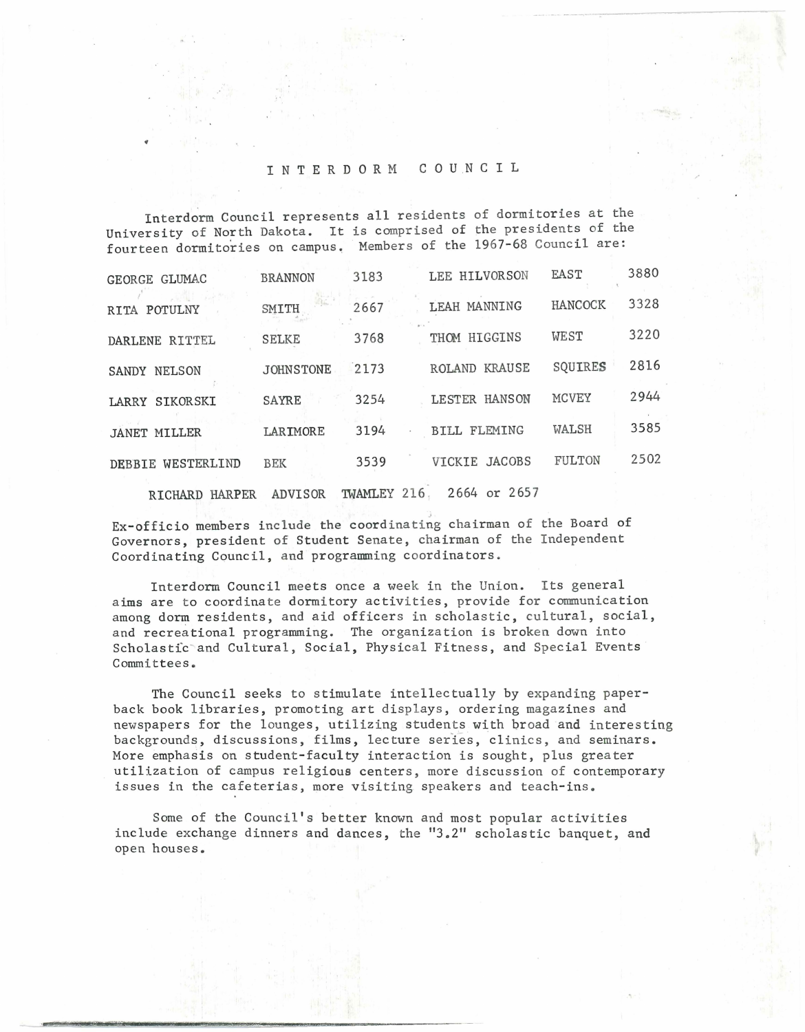# INTERDORM COUNCIL

Interdorm Council represents all residents of dormitories at the University of North Dakota. It is comprised of the presidents of the fourteen dormitories on campus. Members of the 1967-68 Council are:

| | | | | | |
|---|---|---|---|---|---|
| GEORGE GLUMAC | BRANNON | 3183 | LEE HILVORSON | EAST | 3880 |
| RITA POTULNY | SMITH | 2667 | LEAH MANNING | HANCOCK | 3328 |
| DARLENE RITTEL | SELKE | 3768 | THOM HIGGINS | WEST | 3220 |
| SANDY NELSON | JOHNSTONE | 2173 | ROLAND KRAUSE | SQUIRES | 2816 |
| LARRY SIKORSKI | SAYRE | 3254 | LESTER HANSON | MCVEY | 2944 |
| JANET MILLER | LARIMORE | 3194 | BILL FLEMING | WALSH | 3585 |
| DEBBIE WESTERLIND | BEK | 3539 | VICKIE JACOBS | FULTON | 2502 |

RICHARD HARPER ADVISOR TWAMLEY 216, 2664 or 2657

Ex-officio members include the coordinating chairman of the Board of Governors, president of Student Senate, chairman of the Independent Coordinating Council, and programming coordinators.

Interdorm Council meets once a week in the Union. Its general aims are to coordinate dormitory activities, provide for communication among dorm residents, and aid officers in scholastic, cultural, social, and recreational programming. The organization is broken down into Scholastic and Cultural, Social, Physical Fitness, and Special Events Committees.

The Council seeks to stimulate intellectually by expanding paperback book libraries, promoting art displays, ordering magazines and newspapers for the lounges, utilizing students with broad and interesting backgrounds, discussions, films, lecture series, clinics, and seminars. More emphasis on student-faculty interaction is sought, plus greater utilization of campus religious centers, more discussion of contemporary issues in the cafeterias, more visiting speakers and teach-ins.

Some of the Council's better known and most popular activities include exchange dinners and dances, the "3.2" scholastic banquet, and open houses.